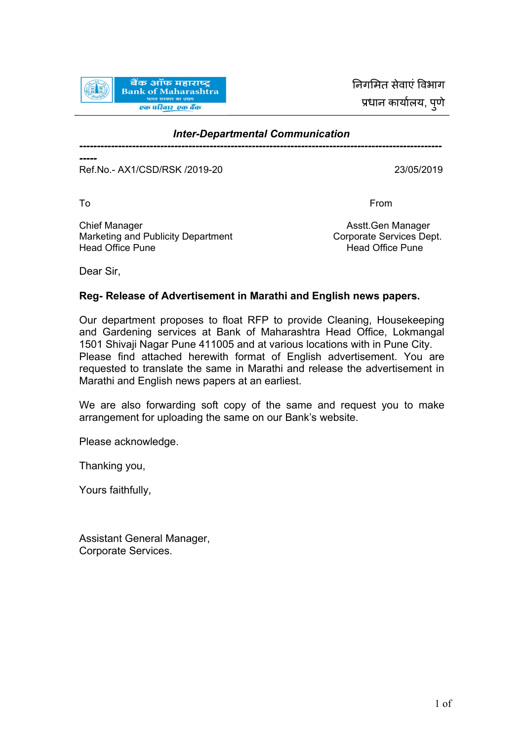बैंक ऑफ महाराष्ट्र
Bank of Maharashtra
भारत सरकार का उद्यम
एक परिवार एक बैंक

निगमित सेवाएं विभाग
प्रधान कार्यालय, पुणे

### *Inter-Departmental Communication*

---

Ref.No.- AX1/CSD/RSK /2019-20 — 23/05/2019

| To | From |
|---|---|
| Chief Manager | Asstt.Gen Manager |
| Marketing and Publicity Department | Corporate Services Dept. |
| Head Office Pune | Head Office Pune |

Dear Sir,

**Reg- Release of Advertisement in Marathi and English news papers.**

Our department proposes to float RFP to provide Cleaning, Housekeeping and Gardening services at Bank of Maharashtra Head Office, Lokmangal 1501 Shivaji Nagar Pune 411005 and at various locations with in Pune City. Please find attached herewith format of English advertisement. You are requested to translate the same in Marathi and release the advertisement in Marathi and English news papers at an earliest.

We are also forwarding soft copy of the same and request you to make arrangement for uploading the same on our Bank's website.

Please acknowledge.

Thanking you,

Yours faithfully,

Assistant General Manager,
Corporate Services.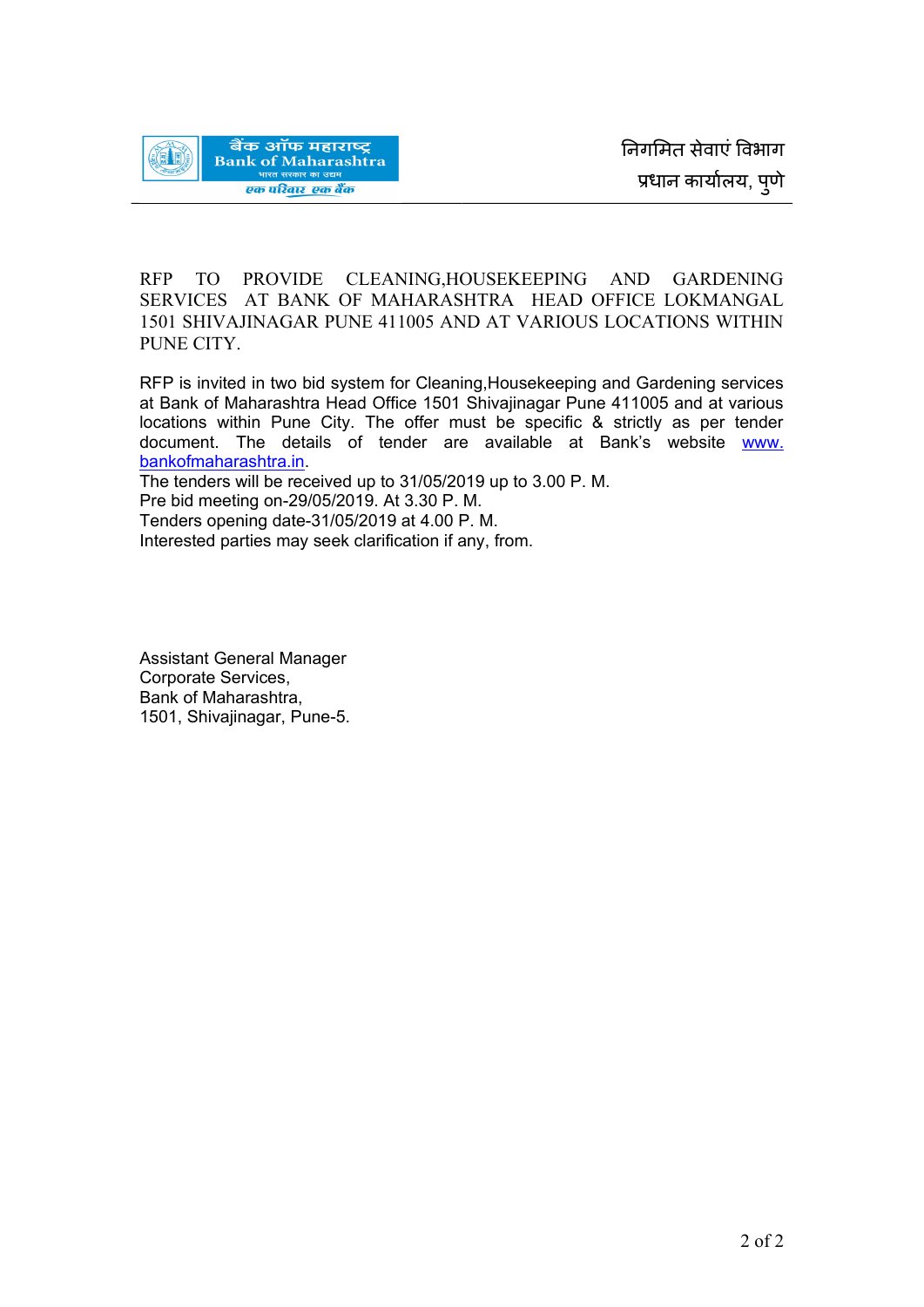निगमित सेवाएं विभाग
प्रधान कार्यालय, पुणे

RFP TO PROVIDE CLEANING,HOUSEKEEPING AND GARDENING SERVICES AT BANK OF MAHARASHTRA HEAD OFFICE LOKMANGAL 1501 SHIVAJINAGAR PUNE 411005 AND AT VARIOUS LOCATIONS WITHIN PUNE CITY.

RFP is invited in two bid system for Cleaning,Housekeeping and Gardening services at Bank of Maharashtra Head Office 1501 Shivajinagar Pune 411005 and at various locations within Pune City. The offer must be specific & strictly as per tender document. The details of tender are available at Bank's website www.bankofmaharashtra.in.
The tenders will be received up to 31/05/2019 up to 3.00 P. M.
Pre bid meeting on-29/05/2019. At 3.30 P. M.
Tenders opening date-31/05/2019 at 4.00 P. M.
Interested parties may seek clarification if any, from.

Assistant General Manager
Corporate Services,
Bank of Maharashtra,
1501, Shivajinagar, Pune-5.